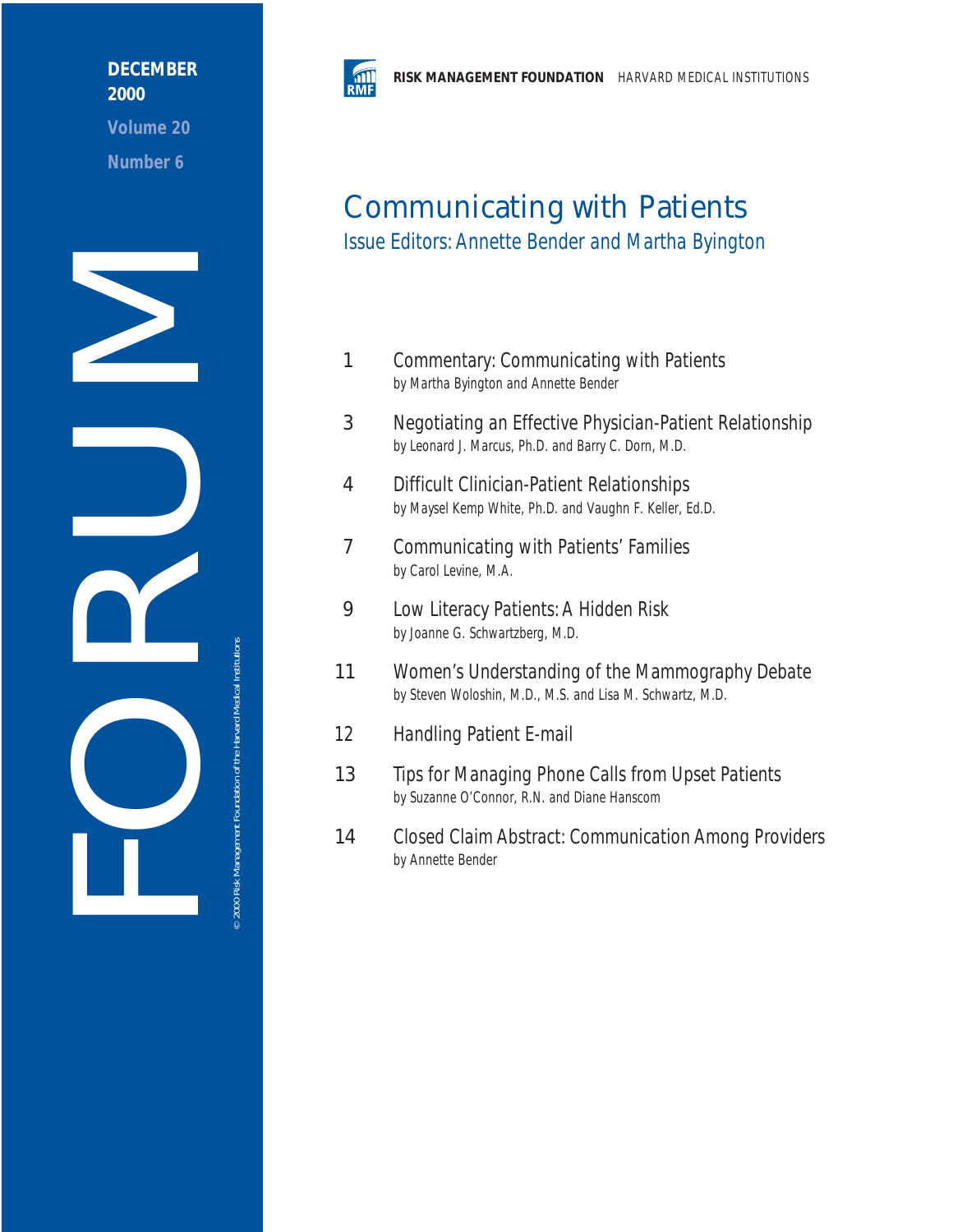# FORUM

**DECEMBER 2000**

**Volume 20**

**Number 6**

**RISK MANAGEMENT FOUNDATION** HARVARD MEDICAL INSTITUTIONS

## Communicating with Patients

### Issue Editors: Annette Bender and Martha Byington

1 Commentary: Communicating with Patients
by Martha Byington and Annette Bender

3 Negotiating an Effective Physician-Patient Relationship
by Leonard J. Marcus, Ph.D. and Barry C. Dorn, M.D.

4 Difficult Clinician-Patient Relationships
by Maysel Kemp White, Ph.D. and Vaughn F. Keller, Ed.D.

7 Communicating with Patients' Families
by Carol Levine, M.A.

9 Low Literacy Patients: A Hidden Risk
by Joanne G. Schwartzberg, M.D.

11 Women's Understanding of the Mammography Debate
by Steven Woloshin, M.D., M.S. and Lisa M. Schwartz, M.D.

12 Handling Patient E-mail

13 Tips for Managing Phone Calls from Upset Patients
by Suzanne O'Connor, R.N. and Diane Hanscom

14 Closed Claim Abstract: Communication Among Providers
by Annette Bender

© 2000 Risk Management Foundation of the Harvard Medical Institutions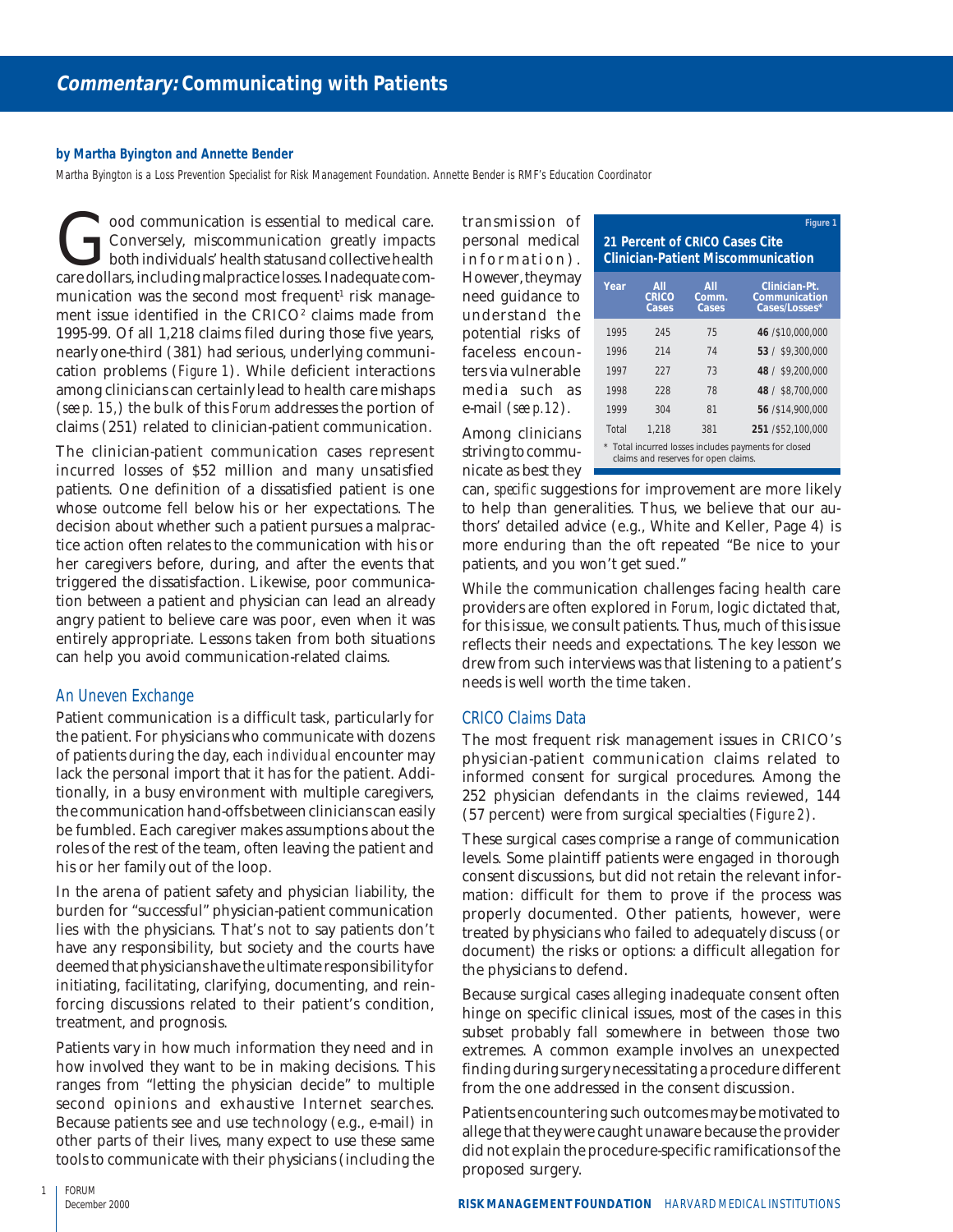# *Commentary:* Communicating with Patients

**by Martha Byington and Annette Bender**

Martha Byington is a Loss Prevention Specialist for Risk Management Foundation. Annette Bender is RMF's Education Coordinator

Good communication is essential to medical care. Conversely, miscommunication greatly impacts both individuals' health status and collective health care dollars, including malpractice losses. Inadequate communication was the second most frequent[1] risk management issue identified in the CRICO[2] claims made from 1995-99. Of all 1,218 claims filed during those five years, nearly one-third (381) had serious, underlying communication problems (*Figure 1*). While deficient interactions among clinicians can certainly lead to health care mishaps (*see p. 15*,) the bulk of this *Forum* addresses the portion of claims (251) related to clinician-patient communication.

The clinician-patient communication cases represent incurred losses of $52 million and many unsatisfied patients. One definition of a dissatisfied patient is one whose outcome fell below his or her expectations. The decision about whether such a patient pursues a malpractice action often relates to the communication with his or her caregivers before, during, and after the events that triggered the dissatisfaction. Likewise, poor communication between a patient and physician can lead an already angry patient to believe care was poor, even when it was entirely appropriate. Lessons taken from both situations can help you avoid communication-related claims.

## An Uneven Exchange

Patient communication is a difficult task, particularly for the patient. For physicians who communicate with dozens of patients during the day, each *individual* encounter may lack the personal import that it has for the patient. Additionally, in a busy environment with multiple caregivers, the communication hand-offs between clinicians can easily be fumbled. Each caregiver makes assumptions about the roles of the rest of the team, often leaving the patient and his or her family out of the loop.

In the arena of patient safety and physician liability, the burden for "successful" physician-patient communication lies with the physicians. That's not to say patients don't have any responsibility, but society and the courts have deemed that physicians have the ultimate responsibility for initiating, facilitating, clarifying, documenting, and reinforcing discussions related to their patient's condition, treatment, and prognosis.

Patients vary in how much information they need and in how involved they want to be in making decisions. This ranges from "letting the physician decide" to multiple second opinions and exhaustive Internet searches. Because patients see and use technology (e.g., e-mail) in other parts of their lives, many expect to use these same tools to communicate with their physicians (including the transmission of personal medical information). However, they may need guidance to understand the potential risks of faceless encounters via vulnerable media such as e-mail (*see p.12*).

Figure 1

**21 Percent of CRICO Cases Cite Clinician-Patient Miscommunication**

| Year | All CRICO Cases | All Comm. Cases | Clinician-Pt. Communication Cases/Losses* |
|---|---|---|---|
| 1995 | 245 | 75 | **46** /$10,000,000 |
| 1996 | 214 | 74 | **53** / $9,300,000 |
| 1997 | 227 | 73 | **48** / $9,200,000 |
| 1998 | 228 | 78 | **48** / $8,700,000 |
| 1999 | 304 | 81 | **56** /$14,900,000 |
| Total | 1,218 | 381 | **251** /$52,100,000 |

\* Total incurred losses includes payments for closed claims and reserves for open claims.

Among clinicians striving to communicate as best they can, *specific* suggestions for improvement are more likely to help than generalities. Thus, we believe that our authors' detailed advice (e.g., White and Keller, Page 4) is more enduring than the oft repeated "Be nice to your patients, and you won't get sued."

While the communication challenges facing health care providers are often explored in *Forum*, logic dictated that, for this issue, we consult patients. Thus, much of this issue reflects their needs and expectations. The key lesson we drew from such interviews was that listening to a patient's needs is well worth the time taken.

## CRICO Claims Data

The most frequent risk management issues in CRICO's physician-patient communication claims related to informed consent for surgical procedures. Among the 252 physician defendants in the claims reviewed, 144 (57 percent) were from surgical specialties (*Figure 2*).

These surgical cases comprise a range of communication levels. Some plaintiff patients were engaged in thorough consent discussions, but did not retain the relevant information: difficult for them to prove if the process was properly documented. Other patients, however, were treated by physicians who failed to adequately discuss (or document) the risks or options: a difficult allegation for the physicians to defend.

Because surgical cases alleging inadequate consent often hinge on specific clinical issues, most of the cases in this subset probably fall somewhere in between those two extremes. A common example involves an unexpected finding during surgery necessitating a procedure different from the one addressed in the consent discussion.

Patients encountering such outcomes may be motivated to allege that they were caught unaware because the provider did not explain the procedure-specific ramifications of the proposed surgery.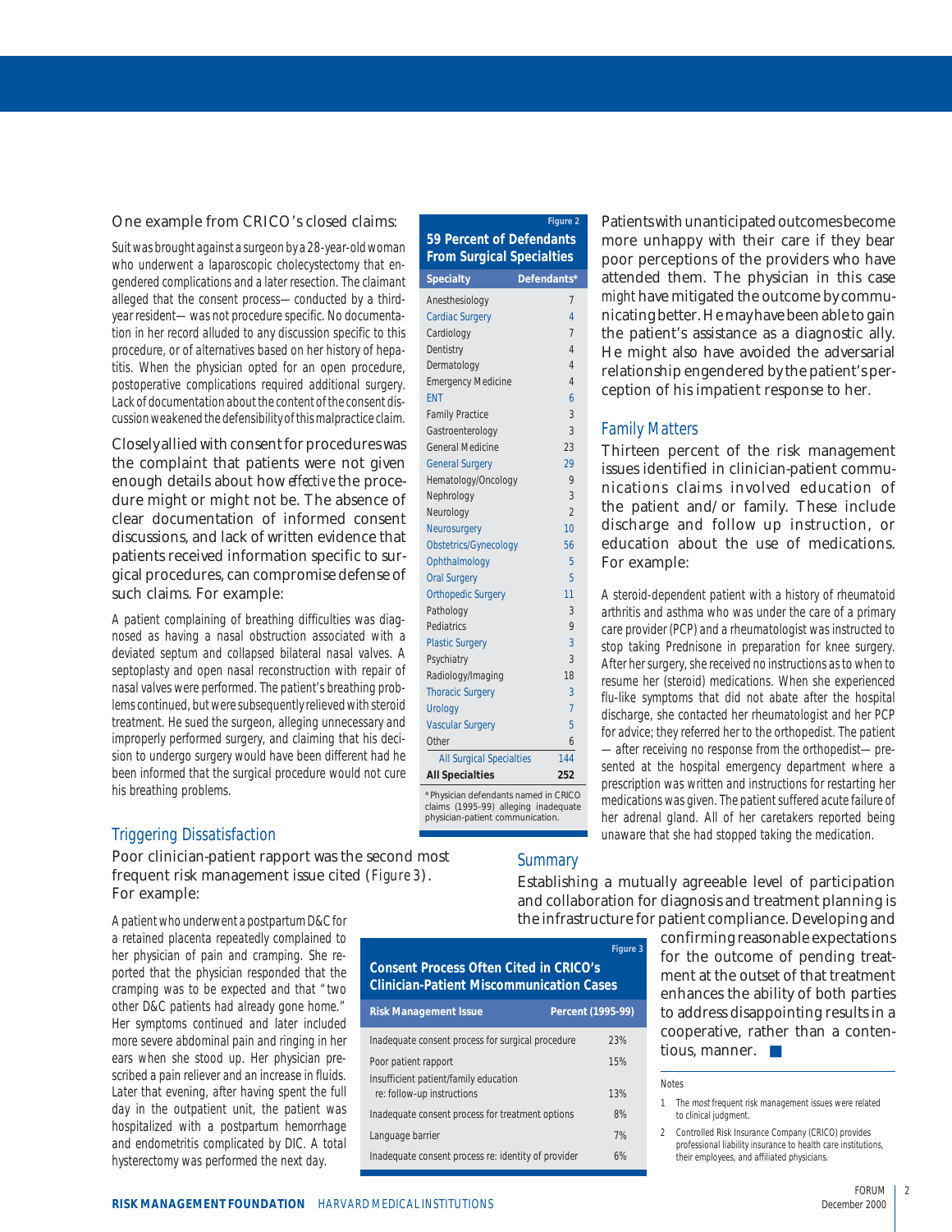One example from CRICO's closed claims:

Suit was brought against a surgeon by a 28-year-old woman who underwent a laparoscopic cholecystectomy that engendered complications and a later resection. The claimant alleged that the consent process—conducted by a third-year resident—was not procedure specific. No documentation in her record alluded to any discussion specific to this procedure, or of alternatives based on her history of hepatitis. When the physician opted for an open procedure, postoperative complications required additional surgery. Lack of documentation about the content of the consent discussion weakened the defensibility of this malpractice claim.

Closely allied with consent for procedures was the complaint that patients were not given enough details about how *effective* the procedure might or might not be. The absence of clear documentation of informed consent discussions, and lack of written evidence that patients received information specific to surgical procedures, can compromise defense of such claims. For example:

A patient complaining of breathing difficulties was diagnosed as having a nasal obstruction associated with a deviated septum and collapsed bilateral nasal valves. A septoplasty and open nasal reconstruction with repair of nasal valves were performed. The patient's breathing problems continued, but were subsequently relieved with steroid treatment. He sued the surgeon, alleging unnecessary and improperly performed surgery, and claiming that his decision to undergo surgery would have been different had he been informed that the surgical procedure would not cure his breathing problems.

Figure 2

**59 Percent of Defendants From Surgical Specialties**

| Specialty | Defendants* |
|---|---|
| Anesthesiology | 7 |
| Cardiac Surgery | 4 |
| Cardiology | 7 |
| Dentistry | 4 |
| Dermatology | 4 |
| Emergency Medicine | 4 |
| ENT | 6 |
| Family Practice | 3 |
| Gastroenterology | 3 |
| General Medicine | 23 |
| General Surgery | 29 |
| Hematology/Oncology | 9 |
| Nephrology | 3 |
| Neurology | 2 |
| Neurosurgery | 10 |
| Obstetrics/Gynecology | 56 |
| Ophthalmology | 5 |
| Oral Surgery | 5 |
| Orthopedic Surgery | 11 |
| Pathology | 3 |
| Pediatrics | 9 |
| Plastic Surgery | 3 |
| Psychiatry | 3 |
| Radiology/Imaging | 18 |
| Thoracic Surgery | 3 |
| Urology | 7 |
| Vascular Surgery | 5 |
| Other | 6 |
| All Surgical Specialties | 144 |
| **All Specialties** | **252** |

*Physician defendants named in CRICO claims (1995-99) alleging inadequate physician-patient communication.

## Triggering Dissatisfaction

Poor clinician-patient rapport was the second most frequent risk management issue cited (*Figure 3*). For example:

A patient who underwent a postpartum D&C for a retained placenta repeatedly complained to her physician of pain and cramping. She reported that the physician responded that the cramping was to be expected and that "two other D&C patients had already gone home." Her symptoms continued and later included more severe abdominal pain and ringing in her ears when she stood up. Her physician prescribed a pain reliever and an increase in fluids. Later that evening, after having spent the full day in the outpatient unit, the patient was hospitalized with a postpartum hemorrhage and endometritis complicated by DIC. A total hysterectomy was performed the next day.

Figure 3

**Consent Process Often Cited in CRICO's Clinician-Patient Miscommunication Cases**

| Risk Management Issue | Percent (1995-99) |
|---|---|
| Inadequate consent process for surgical procedure | 23% |
| Poor patient rapport | 15% |
| Insufficient patient/family education re: follow-up instructions | 13% |
| Inadequate consent process for treatment options | 8% |
| Language barrier | 7% |
| Inadequate consent process re: identity of provider | 6% |

Patients with unanticipated outcomes become more unhappy with their care if they bear poor perceptions of the providers who have attended them. The physician in this case *might* have mitigated the outcome by communicating better. He may have been able to gain the patient's assistance as a diagnostic ally. He might also have avoided the adversarial relationship engendered by the patient's perception of his impatient response to her.

## Family Matters

Thirteen percent of the risk management issues identified in clinician-patient communications claims involved education of the patient and/or family. These include discharge and follow up instruction, or education about the use of medications. For example:

A steroid-dependent patient with a history of rheumatoid arthritis and asthma who was under the care of a primary care provider (PCP) and a rheumatologist was instructed to stop taking Prednisone in preparation for knee surgery. After her surgery, she received no instructions as to when to resume her (steroid) medications. When she experienced flu-like symptoms that did not abate after the hospital discharge, she contacted her rheumatologist and her PCP for advice; they referred her to the orthopedist. The patient—after receiving no response from the orthopedist—presented at the hospital emergency department where a prescription was written and instructions for restarting her medications was given. The patient suffered acute failure of her adrenal gland. All of her caretakers reported being unaware that she had stopped taking the medication.

## Summary

Establishing a mutually agreeable level of participation and collaboration for diagnosis and treatment planning is the infrastructure for patient compliance. Developing and confirming reasonable expectations for the outcome of pending treatment at the outset of that treatment enhances the ability of both parties to address disappointing results in a cooperative, rather than a contentious, manner. ■

Notes

1. The *most* frequent risk management issues were related to clinical judgment.
2. Controlled Risk Insurance Company (CRICO) provides professional liability insurance to health care institutions, their employees, and affiliated physicians.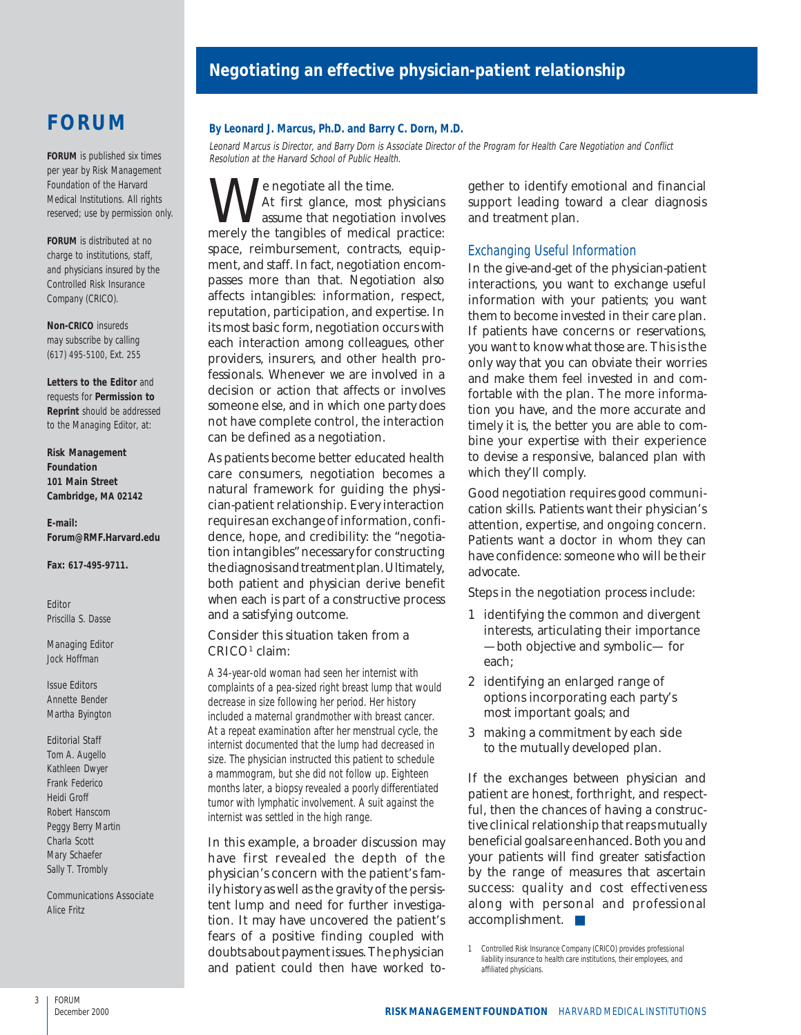# FORUM

**FORUM** is published six times per year by Risk Management Foundation of the Harvard Medical Institutions. All rights reserved; use by permission only.

**FORUM** is distributed at no charge to institutions, staff, and physicians insured by the Controlled Risk Insurance Company (CRICO).

**Non-CRICO** insureds may subscribe by calling (617) 495-5100, Ext. 255

**Letters to the Editor** and requests for **Permission to Reprint** should be addressed to the Managing Editor, at:

**Risk Management Foundation**
**101 Main Street**
**Cambridge, MA 02142**

**E-mail:**
**Forum@RMF.Harvard.edu**

**Fax: 617-495-9711.**

Editor
Priscilla S. Dasse

Managing Editor
Jock Hoffman

Issue Editors
Annette Bender
Martha Byington

Editorial Staff
Tom A. Augello
Kathleen Dwyer
Frank Federico
Heidi Groff
Robert Hanscom
Peggy Berry Martin
Charla Scott
Mary Schaefer
Sally T. Trombly

Communications Associate
Alice Fritz

## Negotiating an effective physician-patient relationship

**By Leonard J. Marcus, Ph.D. and Barry C. Dorn, M.D.**

*Leonard Marcus is Director, and Barry Dorn is Associate Director of the Program for Health Care Negotiation and Conflict Resolution at the Harvard School of Public Health.*

We negotiate all the time.

At first glance, most physicians assume that negotiation involves merely the tangibles of medical practice: space, reimbursement, contracts, equipment, and staff. In fact, negotiation encompasses more than that. Negotiation also affects intangibles: information, respect, reputation, participation, and expertise. In its most basic form, negotiation occurs with each interaction among colleagues, other providers, insurers, and other health professionals. Whenever we are involved in a decision or action that affects or involves someone else, and in which one party does not have complete control, the interaction can be defined as a negotiation.

As patients become better educated health care consumers, negotiation becomes a natural framework for guiding the physician-patient relationship. Every interaction requires an exchange of information, confidence, hope, and credibility: the "negotiation intangibles" necessary for constructing the diagnosis and treatment plan. Ultimately, both patient and physician derive benefit when each is part of a constructive process and a satisfying outcome.

Consider this situation taken from a CRICO[1] claim:

*A 34-year-old woman had seen her internist with complaints of a pea-sized right breast lump that would decrease in size following her period. Her history included a maternal grandmother with breast cancer. At a repeat examination after her menstrual cycle, the internist documented that the lump had decreased in size. The physician instructed this patient to schedule a mammogram, but she did not follow up. Eighteen months later, a biopsy revealed a poorly differentiated tumor with lymphatic involvement. A suit against the internist was settled in the high range.*

In this example, a broader discussion may have first revealed the depth of the physician's concern with the patient's family history as well as the gravity of the persistent lump and need for further investigation. It may have uncovered the patient's fears of a positive finding coupled with doubts about payment issues. The physician and patient could then have worked together to identify emotional and financial support leading toward a clear diagnosis and treatment plan.

### Exchanging Useful Information

In the give-and-get of the physician-patient interactions, you want to exchange useful information with your patients; you want them to become invested in their care plan. If patients have concerns or reservations, you want to know what those are. This is the only way that you can obviate their worries and make them feel invested in and comfortable with the plan. The more information you have, and the more accurate and timely it is, the better you are able to combine your expertise with their experience to devise a responsive, balanced plan with which they'll comply.

Good negotiation requires good communication skills. Patients want their physician's attention, expertise, and ongoing concern. Patients want a doctor in whom they can have confidence: someone who will be their advocate.

Steps in the negotiation process include:

1. identifying the common and divergent interests, articulating their importance —both objective and symbolic— for each;
2. identifying an enlarged range of options incorporating each party's most important goals; and
3. making a commitment by each side to the mutually developed plan.

If the exchanges between physician and patient are honest, forthright, and respectful, then the chances of having a constructive clinical relationship that reaps mutually beneficial goals are enhanced. Both you and your patients will find greater satisfaction by the range of measures that ascertain success: quality and cost effectiveness along with personal and professional accomplishment.

1 Controlled Risk Insurance Company (CRICO) provides professional liability insurance to health care institutions, their employees, and affiliated physicians.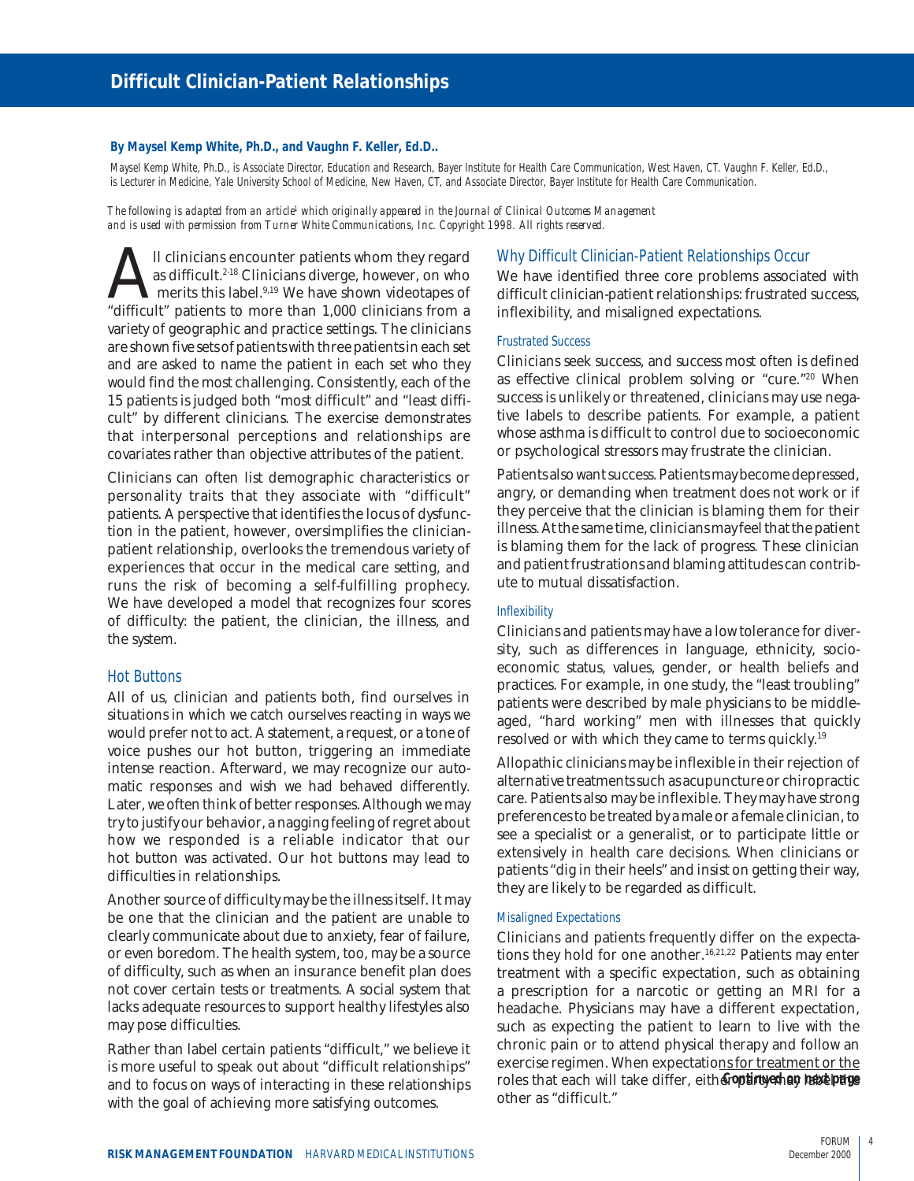# Difficult Clinician-Patient Relationships

**By Maysel Kemp White, Ph.D., and Vaughn F. Keller, Ed.D..**

*Maysel Kemp White, Ph.D., is Associate Director, Education and Research, Bayer Institute for Health Care Communication, West Haven, CT. Vaughn F. Keller, Ed.D., is Lecturer in Medicine, Yale University School of Medicine, New Haven, CT, and Associate Director, Bayer Institute for Health Care Communication.*

*The following is adapted from an article[1] which originally appeared in the Journal of Clinical Outcomes Management and is used with permission from Turner White Communications, Inc. Copyright 1998. All rights reserved.*

All clinicians encounter patients whom they regard as difficult.[2-18] Clinicians diverge, however, on who merits this label.[9,19] We have shown videotapes of "difficult" patients to more than 1,000 clinicians from a variety of geographic and practice settings. The clinicians are shown five sets of patients with three patients in each set and are asked to name the patient in each set who they would find the most challenging. Consistently, each of the 15 patients is judged both "most difficult" and "least difficult" by different clinicians. The exercise demonstrates that interpersonal perceptions and relationships are covariates rather than objective attributes of the patient.

Clinicians can often list demographic characteristics or personality traits that they associate with "difficult" patients. A perspective that identifies the locus of dysfunction in the patient, however, oversimplifies the clinician-patient relationship, overlooks the tremendous variety of experiences that occur in the medical care setting, and runs the risk of becoming a self-fulfilling prophecy. We have developed a model that recognizes four scores of difficulty: the patient, the clinician, the illness, and the system.

## Hot Buttons

All of us, clinician and patients both, find ourselves in situations in which we catch ourselves reacting in ways we would prefer not to act. A statement, a request, or a tone of voice pushes our hot button, triggering an immediate intense reaction. Afterward, we may recognize our automatic responses and wish we had behaved differently. Later, we often think of better responses. Although we may try to justify our behavior, a nagging feeling of regret about how we responded is a reliable indicator that our hot button was activated. Our hot buttons may lead to difficulties in relationships.

Another source of difficulty may be the illness itself. It may be one that the clinician and the patient are unable to clearly communicate about due to anxiety, fear of failure, or even boredom. The health system, too, may be a source of difficulty, such as when an insurance benefit plan does not cover certain tests or treatments. A social system that lacks adequate resources to support healthy lifestyles also may pose difficulties.

Rather than label certain patients "difficult," we believe it is more useful to speak out about "difficult relationships" and to focus on ways of interacting in these relationships with the goal of achieving more satisfying outcomes.

## Why Difficult Clinician-Patient Relationships Occur

We have identified three core problems associated with difficult clinician-patient relationships: frustrated success, inflexibility, and misaligned expectations.

### Frustrated Success

Clinicians seek success, and success most often is defined as effective clinical problem solving or "cure."[20] When success is unlikely or threatened, clinicians may use negative labels to describe patients. For example, a patient whose asthma is difficult to control due to socioeconomic or psychological stressors may frustrate the clinician.

Patients also want success. Patients may become depressed, angry, or demanding when treatment does not work or if they perceive that the clinician is blaming them for their illness. At the same time, clinicians may feel that the patient is blaming them for the lack of progress. These clinician and patient frustrations and blaming attitudes can contribute to mutual dissatisfaction.

### Inflexibility

Clinicians and patients may have a low tolerance for diversity, such as differences in language, ethnicity, socioeconomic status, values, gender, or health beliefs and practices. For example, in one study, the "least troubling" patients were described by male physicians to be middle-aged, "hard working" men with illnesses that quickly resolved or with which they came to terms quickly.[19]

Allopathic clinicians may be inflexible in their rejection of alternative treatments such as acupuncture or chiropractic care. Patients also may be inflexible. They may have strong preferences to be treated by a male or a female clinician, to see a specialist or a generalist, or to participate little or extensively in health care decisions. When clinicians or patients "dig in their heels" and insist on getting their way, they are likely to be regarded as difficult.

### Misaligned Expectations

Clinicians and patients frequently differ on the expectations they hold for one another.[16,21,22] Patients may enter treatment with a specific expectation, such as obtaining a prescription for a narcotic or getting an MRI for a headache. Physicians may have a different expectation, such as expecting the patient to learn to live with the chronic pain or to attend physical therapy and follow an exercise regimen. When expectations for treatment or the roles that each will take differ, either party may label the other as "difficult."

**Continued on next page**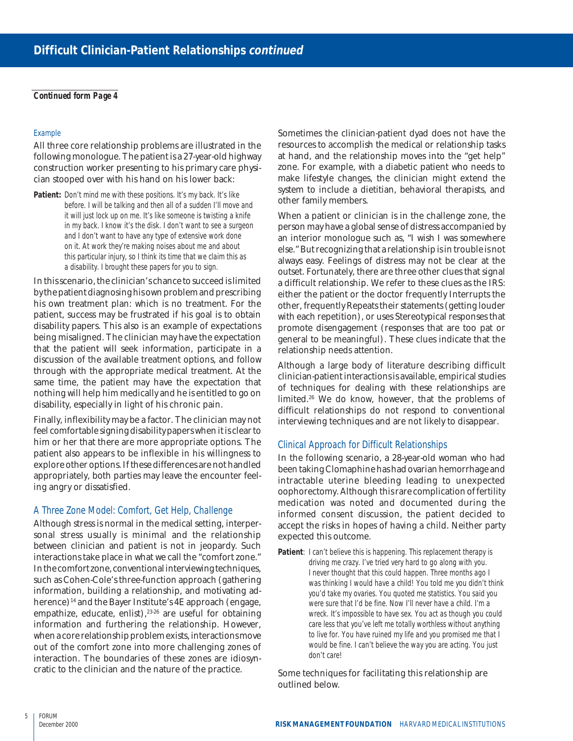## Difficult Clinician-Patient Relationships *continued*

***Continued form Page 4***

### Example

All three core relationship problems are illustrated in the following monologue. The patient is a 27-year-old highway construction worker presenting to his primary care physician stooped over with his hand on his lower back:

**Patient:** *Don't mind me with these positions. It's my back. It's like before. I will be talking and then all of a sudden I'll move and it will just lock up on me. It's like someone is twisting a knife in my back. I know it's the disk. I don't want to see a surgeon and I don't want to have any type of extensive work done on it. At work they're making noises about me and about this particular injury, so I think its time that we claim this as a disability. I brought these papers for you to sign.*

In this scenario, the clinician's chance to succeed is limited by the patient diagnosing his own problem and prescribing his own treatment plan: which is no treatment. For the patient, success may be frustrated if his goal is to obtain disability papers. This also is an example of expectations being misaligned. The clinician may have the expectation that the patient will seek information, participate in a discussion of the available treatment options, and follow through with the appropriate medical treatment. At the same time, the patient may have the expectation that nothing will help him medically and he is entitled to go on disability, especially in light of his chronic pain.

Finally, inflexibility may be a factor. The clinician may not feel comfortable signing disability papers when it is clear to him or her that there are more appropriate options. The patient also appears to be inflexible in his willingness to explore other options. If these differences are not handled appropriately, both parties may leave the encounter feeling angry or dissatisfied.

### A Three Zone Model: Comfort, Get Help, Challenge

Although stress is normal in the medical setting, interpersonal stress usually is minimal and the relationship between clinician and patient is not in jeopardy. Such interactions take place in what we call the "comfort zone." In the comfort zone, conventional interviewing techniques, such as Cohen-Cole's three-function approach (gathering information, building a relationship, and motivating adherence)[14] and the Bayer Institute's 4E approach (engage, empathize, educate, enlist),[23-26] are useful for obtaining information and furthering the relationship. However, when a core relationship problem exists, interactions move out of the comfort zone into more challenging zones of interaction. The boundaries of these zones are idiosyncratic to the clinician and the nature of the practice.

Sometimes the clinician-patient dyad does not have the resources to accomplish the medical or relationship tasks at hand, and the relationship moves into the "get help" zone. For example, with a diabetic patient who needs to make lifestyle changes, the clinician might extend the system to include a dietitian, behavioral therapists, and other family members.

When a patient or clinician is in the challenge zone, the person may have a global sense of distress accompanied by an interior monologue such as, "I wish I was somewhere else." But recognizing that a relationship is in trouble is not always easy. Feelings of distress may not be clear at the outset. Fortunately, there are three other clues that signal a difficult relationship. We refer to these clues as the IRS: either the patient or the doctor frequently Interrupts the other, frequently Repeats their statements (getting louder with each repetition), or uses Stereotypical responses that promote disengagement (responses that are too pat or general to be meaningful). These clues indicate that the relationship needs attention.

Although a large body of literature describing difficult clinician-patient interactions is available, empirical studies of techniques for dealing with these relationships are limited.[26] We do know, however, that the problems of difficult relationships do not respond to conventional interviewing techniques and are not likely to disappear.

### Clinical Approach for Difficult Relationships

In the following scenario, a 28-year-old woman who had been taking Clomaphine has had ovarian hemorrhage and intractable uterine bleeding leading to unexpected oophorectomy. Although this rare complication of fertility medication was noted and documented during the informed consent discussion, the patient decided to accept the risks in hopes of having a child. Neither party expected this outcome.

**Patient**: *I can't believe this is happening. This replacement therapy is driving me crazy. I've tried very hard to go along with you. I never thought that this could happen. Three months ago I was thinking I would have a child! You told me you didn't think you'd take my ovaries. You quoted me statistics. You said you were sure that I'd be fine. Now I'll never have a child. I'm a wreck. It's impossible to have sex. You act as though you could care less that you've left me totally worthless without anything to live for. You have ruined my life and you promised me that I would be fine. I can't believe the way you are acting. You just don't care!*

Some techniques for facilitating this relationship are outlined below.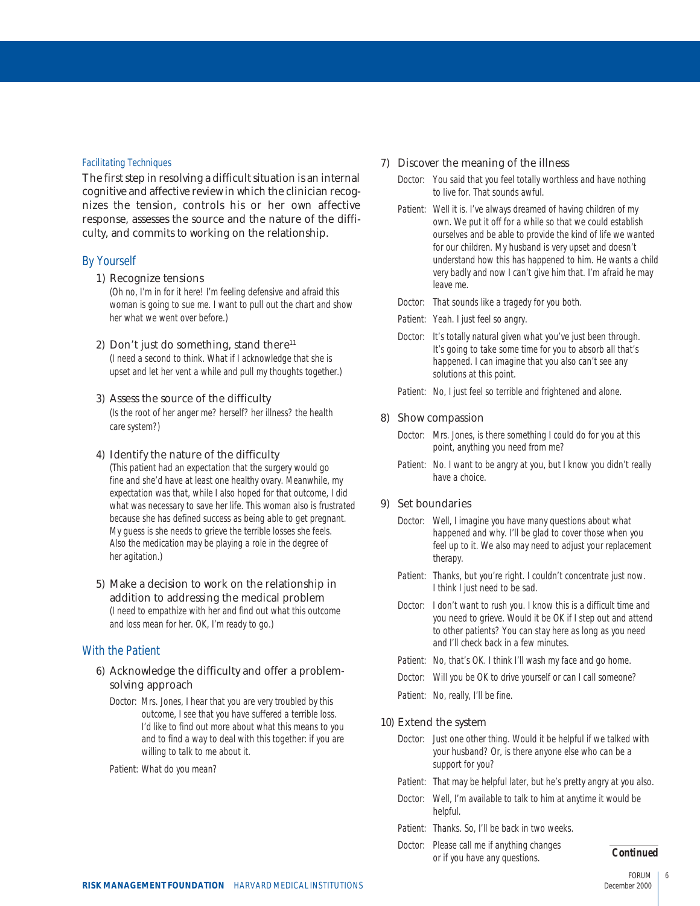### Facilitating Techniques

The first step in resolving a difficult situation is an internal cognitive and affective review in which the clinician recognizes the tension, controls his or her own affective response, assesses the source and the nature of the difficulty, and commits to working on the relationship.

### By Yourself

1) Recognize tensions
   *(Oh no, I'm in for it here! I'm feeling defensive and afraid this woman is going to sue me. I want to pull out the chart and show her what we went over before.)*

2) Don't just do something, stand there[11]
   *(I need a second to think. What if I acknowledge that she is upset and let her vent a while and pull my thoughts together.)*

3) Assess the source of the difficulty
   *(Is the root of her anger me? herself? her illness? the health care system?)*

4) Identify the nature of the difficulty
   *(This patient had an expectation that the surgery would go fine and she'd have at least one healthy ovary. Meanwhile, my expectation was that, while I also hoped for that outcome, I did what was necessary to save her life. This woman also is frustrated because she has defined success as being able to get pregnant. My guess is she needs to grieve the terrible losses she feels. Also the medication may be playing a role in the degree of her agitation.)*

5) Make a decision to work on the relationship in addition to addressing the medical problem
   *(I need to empathize with her and find out what this outcome and loss mean for her. OK, I'm ready to go.)*

### With the Patient

6) Acknowledge the difficulty and offer a problem-solving approach

   Doctor: Mrs. Jones, I hear that you are very troubled by this outcome, I see that you have suffered a terrible loss. I'd like to find out more about what this means to you and to find a way to deal with this together: if you are willing to talk to me about it.

   Patient: What do you mean?

7) Discover the meaning of the illness

   Doctor: You said that you feel totally worthless and have nothing to live for. That sounds awful.

   Patient: Well it is. I've always dreamed of having children of my own. We put it off for a while so that we could establish ourselves and be able to provide the kind of life we wanted for our children. My husband is very upset and doesn't understand how this has happened to him. He wants a child very badly and now I can't give him that. I'm afraid he may leave me.

   Doctor: That sounds like a tragedy for you both.

   Patient: Yeah. I just feel so angry.

   Doctor: It's totally natural given what you've just been through. It's going to take some time for you to absorb all that's happened. I can imagine that you also can't see any solutions at this point.

   Patient: No, I just feel so terrible and frightened and alone.

8) Show compassion

   Doctor: Mrs. Jones, is there something I could do for you at this point, anything you need from me?

   Patient: No. I want to be angry at you, but I know you didn't really have a choice.

9) Set boundaries

   Doctor: Well, I imagine you have many questions about what happened and why. I'll be glad to cover those when you feel up to it. We also may need to adjust your replacement therapy.

   Patient: Thanks, but you're right. I couldn't concentrate just now. I think I just need to be sad.

   Doctor: I don't want to rush you. I know this is a difficult time and you need to grieve. Would it be OK if I step out and attend to other patients? You can stay here as long as you need and I'll check back in a few minutes.

   Patient: No, that's OK. I think I'll wash my face and go home.

   Doctor: Will you be OK to drive yourself or can I call someone?

   Patient: No, really, I'll be fine.

10) Extend the system

   Doctor: Just one other thing. Would it be helpful if we talked with your husband? Or, is there anyone else who can be a support for you?

   Patient: That may be helpful later, but he's pretty angry at you also.

   Doctor: Well, I'm available to talk to him at anytime it would be helpful.

   Patient: Thanks. So, I'll be back in two weeks.

   Doctor: Please call me if anything changes or if you have any questions.

***Continued***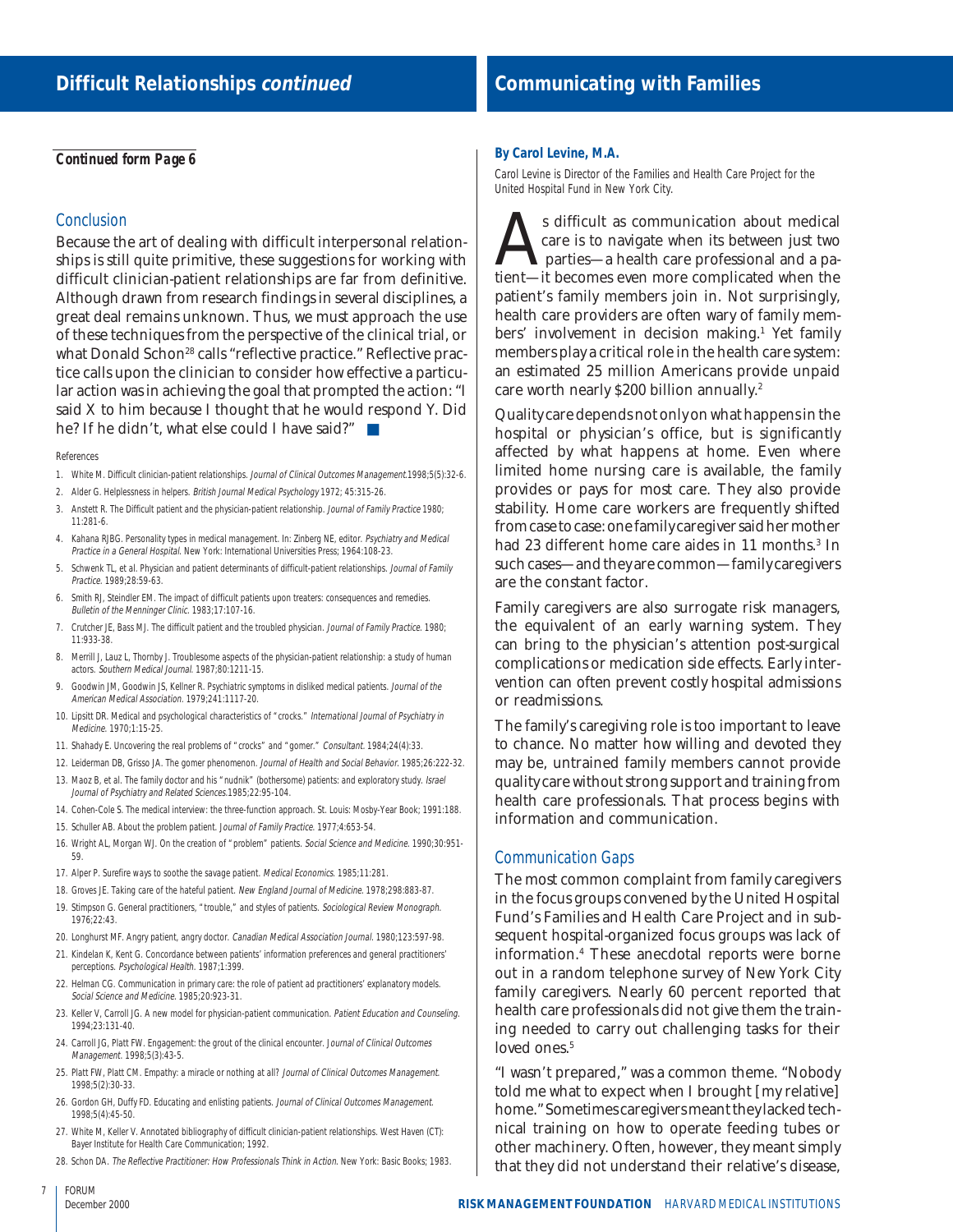## Difficult Relationships *continued*

***Continued form Page 6***

### Conclusion

Because the art of dealing with difficult interpersonal relationships is still quite primitive, these suggestions for working with difficult clinician-patient relationships are far from definitive. Although drawn from research findings in several disciplines, a great deal remains unknown. Thus, we must approach the use of these techniques from the perspective of the clinical trial, or what Donald Schon[28] calls "reflective practice." Reflective practice calls upon the clinician to consider how effective a particular action was in achieving the goal that prompted the action: "I said X to him because I thought that he would respond Y. Did he? If he didn't, what else could I have said?"

References

1. White M. Difficult clinician-patient relationships. *Journal of Clinical Outcomes Management.*1998;5(5):32-6.
2. Alder G. Helplessness in helpers. *British Journal Medical Psychology* 1972; 45:315-26.
3. Anstett R. The Difficult patient and the physician-patient relationship. *Journal of Family Practice* 1980; 11:281-6.
4. Kahana RJBG. Personality types in medical management. In: Zinberg NE, editor. *Psychiatry and Medical Practice in a General Hospital.* New York: International Universities Press; 1964:108-23.
5. Schwenk TL, et al. Physician and patient determinants of difficult-patient relationships. *Journal of Family Practice.* 1989;28:59-63.
6. Smith RJ, Steindler EM. The impact of difficult patients upon treaters: consequences and remedies. *Bulletin of the Menninger Clinic.* 1983;17:107-16.
7. Crutcher JE, Bass MJ. The difficult patient and the troubled physician. *Journal of Family Practice.* 1980; 11:933-38.
8. Merrill J, Lauz L, Thornby J. Troublesome aspects of the physician-patient relationship: a study of human actors. *Southern Medical Journal.* 1987;80:1211-15.
9. Goodwin JM, Goodwin JS, Kellner R. Psychiatric symptoms in disliked medical patients. *Journal of the American Medical Association.* 1979;241:1117-20.
10. Lipsitt DR. Medical and psychological characteristics of "crocks." *International Journal of Psychiatry in Medicine.* 1970;1:15-25.
11. Shahady E. Uncovering the real problems of "crocks" and "gomer." *Consultant.* 1984;24(4):33.
12. Leiderman DB, Grisso JA. The gomer phenomenon. *Journal of Health and Social Behavior.* 1985;26:222-32.
13. Maoz B, et al. The family doctor and his "nudnik" (bothersome) patients: and exploratory study. *Israel Journal of Psychiatry and Related Sciences.*1985;22:95-104.
14. Cohen-Cole S. The medical interview: the three-function approach. St. Louis: Mosby-Year Book; 1991:188.
15. Schuller AB. About the problem patient. *Journal of Family Practice.* 1977;4:653-54.
16. Wright AL, Morgan WJ. On the creation of "problem" patients. *Social Science and Medicine.* 1990;30:951-59.
17. Alper P. Surefire ways to soothe the savage patient. *Medical Economics.* 1985;11:281.
18. Groves JE. Taking care of the hateful patient. *New England Journal of Medicine.* 1978;298:883-87.
19. Stimpson G. General practitioners, "trouble," and styles of patients. *Sociological Review Monograph.* 1976;22:43.
20. Longhurst MF. Angry patient, angry doctor. *Canadian Medical Association Journal.* 1980;123:597-98.
21. Kindelan K, Kent G. Concordance between patients' information preferences and general practitioners' perceptions. *Psychological Health.* 1987;1:399.
22. Helman CG. Communication in primary care: the role of patient ad practitioners' explanatory models. *Social Science and Medicine.* 1985;20:923-31.
23. Keller V, Carroll JG. A new model for physician-patient communication. *Patient Education and Counseling.* 1994;23:131-40.
24. Carroll JG, Platt FW. Engagement: the grout of the clinical encounter. *Journal of Clinical Outcomes Management.* 1998;5(3):43-5.
25. Platt FW, Platt CM. Empathy: a miracle or nothing at all? *Journal of Clinical Outcomes Management.* 1998;5(2):30-33.
26. Gordon GH, Duffy FD. Educating and enlisting patients. *Journal of Clinical Outcomes Management.* 1998;5(4):45-50.
27. White M, Keller V. Annotated bibliography of difficult clinician-patient relationships. West Haven (CT): Bayer Institute for Health Care Communication; 1992.
28. Schon DA. *The Reflective Practitioner: How Professionals Think in Action.* New York: Basic Books; 1983.

## Communicating with Families

**By Carol Levine, M.A.**

Carol Levine is Director of the Families and Health Care Project for the United Hospital Fund in New York City.

As difficult as communication about medical care is to navigate when its between just two parties—a health care professional and a patient—it becomes even more complicated when the patient's family members join in. Not surprisingly, health care providers are often wary of family members' involvement in decision making.[1] Yet family members play a critical role in the health care system: an estimated 25 million Americans provide unpaid care worth nearly $200 billion annually.[2]

Quality care depends not only on what happens in the hospital or physician's office, but is significantly affected by what happens at home. Even where limited home nursing care is available, the family provides or pays for most care. They also provide stability. Home care workers are frequently shifted from case to case: one family caregiver said her mother had 23 different home care aides in 11 months.[3] In such cases—and they are common—family caregivers are the constant factor.

Family caregivers are also surrogate risk managers, the equivalent of an early warning system. They can bring to the physician's attention post-surgical complications or medication side effects. Early intervention can often prevent costly hospital admissions or readmissions.

The family's caregiving role is too important to leave to chance. No matter how willing and devoted they may be, untrained family members cannot provide quality care without strong support and training from health care professionals. That process begins with information and communication.

### Communication Gaps

The most common complaint from family caregivers in the focus groups convened by the United Hospital Fund's Families and Health Care Project and in subsequent hospital-organized focus groups was lack of information.[4] These anecdotal reports were borne out in a random telephone survey of New York City family caregivers. Nearly 60 percent reported that health care professionals did not give them the training needed to carry out challenging tasks for their loved ones.[5]

"I wasn't prepared," was a common theme. "Nobody told me what to expect when I brought [my relative] home." Sometimes caregivers meant they lacked technical training on how to operate feeding tubes or other machinery. Often, however, they meant simply that they did not understand their relative's disease,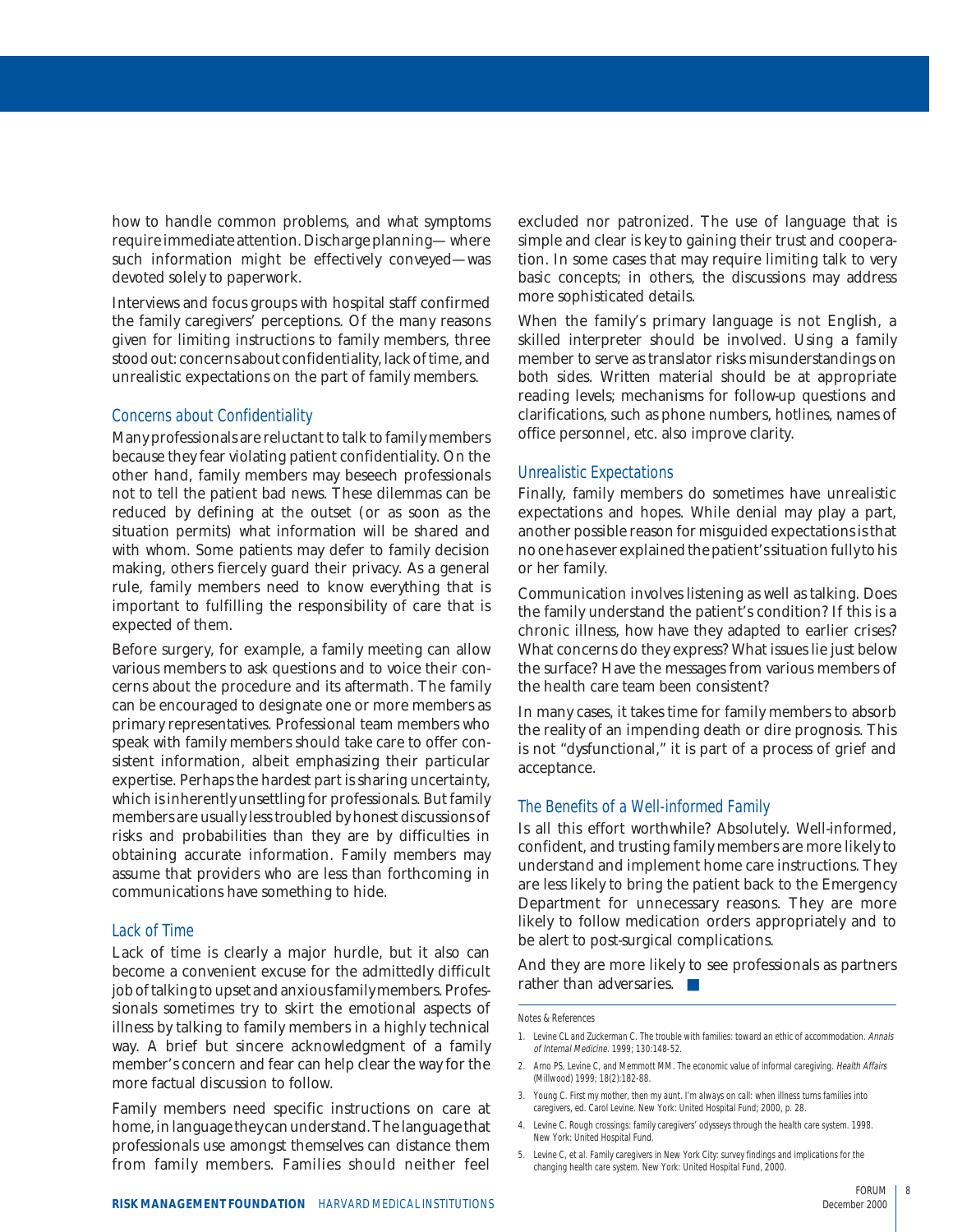how to handle common problems, and what symptoms require immediate attention. Discharge planning— where such information might be effectively conveyed—was devoted solely to paperwork.

Interviews and focus groups with hospital staff confirmed the family caregivers' perceptions. Of the many reasons given for limiting instructions to family members, three stood out: concerns about confidentiality, lack of time, and unrealistic expectations on the part of family members.

### Concerns about Confidentiality

Many professionals are reluctant to talk to family members because they fear violating patient confidentiality. On the other hand, family members may beseech professionals not to tell the patient bad news. These dilemmas can be reduced by defining at the outset (or as soon as the situation permits) what information will be shared and with whom. Some patients may defer to family decision making, others fiercely guard their privacy. As a general rule, family members need to know everything that is important to fulfilling the responsibility of care that is expected of them.

Before surgery, for example, a family meeting can allow various members to ask questions and to voice their concerns about the procedure and its aftermath. The family can be encouraged to designate one or more members as primary representatives. Professional team members who speak with family members should take care to offer consistent information, albeit emphasizing their particular expertise. Perhaps the hardest part is sharing uncertainty, which is inherently unsettling for professionals. But family members are usually less troubled by honest discussions of risks and probabilities than they are by difficulties in obtaining accurate information. Family members may assume that providers who are less than forthcoming in communications have something to hide.

### Lack of Time

Lack of time is clearly a major hurdle, but it also can become a convenient excuse for the admittedly difficult job of talking to upset and anxious family members. Professionals sometimes try to skirt the emotional aspects of illness by talking to family members in a highly technical way. A brief but sincere acknowledgment of a family member's concern and fear can help clear the way for the more factual discussion to follow.

Family members need specific instructions on care at home, in language they can understand. The language that professionals use amongst themselves can distance them from family members. Families should neither feel excluded nor patronized. The use of language that is simple and clear is key to gaining their trust and cooperation. In some cases that may require limiting talk to very basic concepts; in others, the discussions may address more sophisticated details.

When the family's primary language is not English, a skilled interpreter should be involved. Using a family member to serve as translator risks misunderstandings on both sides. Written material should be at appropriate reading levels; mechanisms for follow-up questions and clarifications, such as phone numbers, hotlines, names of office personnel, etc. also improve clarity.

### Unrealistic Expectations

Finally, family members do sometimes have unrealistic expectations and hopes. While denial may play a part, another possible reason for misguided expectations is that no one has ever explained the patient's situation fully to his or her family.

Communication involves listening as well as talking. Does the family understand the patient's condition? If this is a chronic illness, how have they adapted to earlier crises? What concerns do they express? What issues lie just below the surface? Have the messages from various members of the health care team been consistent?

In many cases, it takes time for family members to absorb the reality of an impending death or dire prognosis. This is not "dysfunctional," it is part of a process of grief and acceptance.

### The Benefits of a Well-informed Family

Is all this effort worthwhile? Absolutely. Well-informed, confident, and trusting family members are more likely to understand and implement home care instructions. They are less likely to bring the patient back to the Emergency Department for unnecessary reasons. They are more likely to follow medication orders appropriately and to be alert to post-surgical complications.

And they are more likely to see professionals as partners rather than adversaries. ■

#### Notes & References

1. Levine CL and Zuckerman C. The trouble with families: toward an ethic of accommodation. *Annals of Internal Medicine*. 1999; 130:148-52.
2. Arno PS, Levine C, and Memmott MM. The economic value of informal caregiving. *Health Affairs* (Millwood) 1999; 18(2):182-88.
3. Young C. First my mother, then my aunt. I'm always on call: when illness turns families into caregivers, ed. Carol Levine. New York: United Hospital Fund; 2000, p. 28.
4. Levine C. Rough crossings: family caregivers' odysseys through the health care system. 1998. New York: United Hospital Fund.
5. Levine C, et al. Family caregivers in New York City: survey findings and implications for the changing health care system. New York: United Hospital Fund, 2000.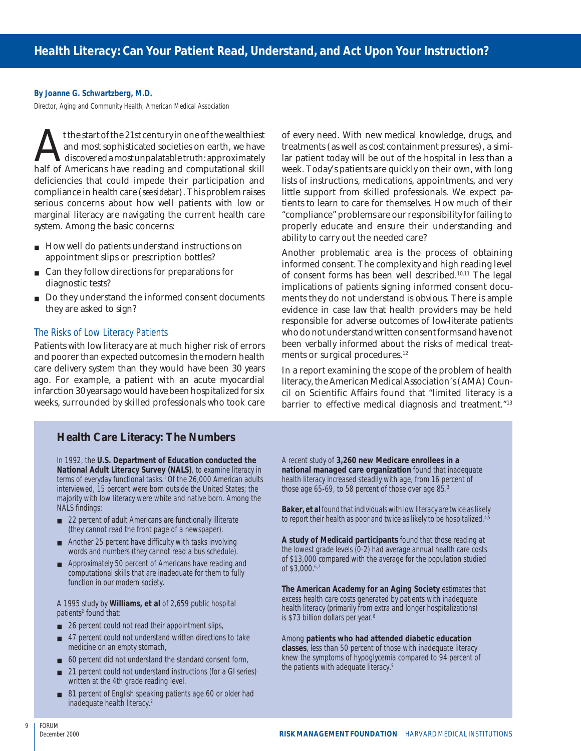# Health Literacy: Can Your Patient Read, Understand, and Act Upon Your Instruction?

**By Joanne G. Schwartzberg, M.D.**

*Director, Aging and Community Health, American Medical Association*

At the start of the 21st century in one of the wealthiest and most sophisticated societies on earth, we have discovered a most unpalatable truth: approximately half of Americans have reading and computational skill deficiencies that could impede their participation and compliance in health care (*see sidebar*). This problem raises serious concerns about how well patients with low or marginal literacy are navigating the current health care system. Among the basic concerns:

- How well do patients understand instructions on appointment slips or prescription bottles?
- Can they follow directions for preparations for diagnostic tests?
- Do they understand the informed consent documents they are asked to sign?

## The Risks of Low Literacy Patients

Patients with low literacy are at much higher risk of errors and poorer than expected outcomes in the modern health care delivery system than they would have been 30 years ago. For example, a patient with an acute myocardial infarction 30 years ago would have been hospitalized for six weeks, surrounded by skilled professionals who took care of every need. With new medical knowledge, drugs, and treatments (as well as cost containment pressures), a similar patient today will be out of the hospital in less than a week. Today's patients are quickly on their own, with long lists of instructions, medications, appointments, and very little support from skilled professionals. We expect patients to learn to care for themselves. How much of their "compliance" problems are our responsibility for failing to properly educate and ensure their understanding and ability to carry out the needed care?

Another problematic area is the process of obtaining informed consent. The complexity and high reading level of consent forms has been well described.[10,11] The legal implications of patients signing informed consent documents they do not understand is obvious. There is ample evidence in case law that health providers may be held responsible for adverse outcomes of low-literate patients who do not understand written consent forms and have not been verbally informed about the risks of medical treatments or surgical procedures.[12]

In a report examining the scope of the problem of health literacy, the American Medical Association's (AMA) Council on Scientific Affairs found that "limited literacy is a barrier to effective medical diagnosis and treatment."[13]

## Health Care Literacy: The Numbers

In 1992, the **U.S. Department of Education conducted the National Adult Literacy Survey (NALS)**, to examine literacy in terms of everyday functional tasks.[1] Of the 26,000 American adults interviewed, 15 percent were born outside the United States; the majority with low literacy were white and native born. Among the NALS findings:

- 22 percent of adult Americans are functionally illiterate (they cannot read the front page of a newspaper).
- Another 25 percent have difficulty with tasks involving words and numbers (they cannot read a bus schedule).
- Approximately 50 percent of Americans have reading and computational skills that are inadequate for them to fully function in our modern society.

A 1995 study by **Williams, et al** of 2,659 public hospital patients[2] found that:

- 26 percent could not read their appointment slips,
- 47 percent could not understand written directions to take medicine on an empty stomach,
- 60 percent did not understand the standard consent form,
- 21 percent could not understand instructions (for a GI series) written at the 4th grade reading level.
- 81 percent of English speaking patients age 60 or older had inadequate health literacy.[2]

A recent study of **3,260 new Medicare enrollees in a national managed care organization** found that inadequate health literacy increased steadily with age, from 16 percent of those age 65-69, to 58 percent of those over age 85.[3]

**Baker, et al** found that individuals with low literacy are twice as likely to report their health as poor and twice as likely to be hospitalized.[4,5]

**A study of Medicaid participants** found that those reading at the lowest grade levels (0-2) had average annual health care costs of $13,000 compared with the average for the population studied of $3,000.[6,7]

**The American Academy for an Aging Society** estimates that excess health care costs generated by patients with inadequate health literacy (primarily from extra and longer hospitalizations) is $73 billion dollars per year.[8]

Among **patients who had attended diabetic education classes**, less than 50 percent of those with inadequate literacy knew the symptoms of hypoglycemia compared to 94 percent of the patients with adequate literacy.[9]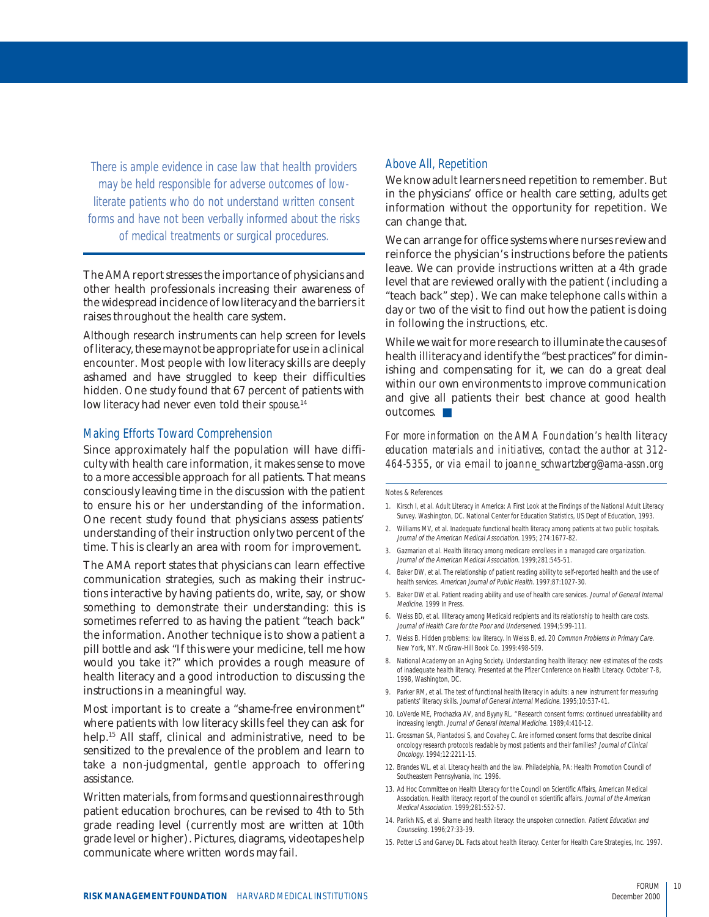*There is ample evidence in case law that health providers may be held responsible for adverse outcomes of low-literate patients who do not understand written consent forms and have not been verbally informed about the risks of medical treatments or surgical procedures.*

The AMA report stresses the importance of physicians and other health professionals increasing their awareness of the widespread incidence of low literacy and the barriers it raises throughout the health care system.

Although research instruments can help screen for levels of literacy, these may not be appropriate for use in a clinical encounter. Most people with low literacy skills are deeply ashamed and have struggled to keep their difficulties hidden. One study found that 67 percent of patients with low literacy had never even told their *spouse*.[14]

## Making Efforts Toward Comprehension

Since approximately half the population will have difficulty with health care information, it makes sense to move to a more accessible approach for all patients. That means consciously leaving time in the discussion with the patient to ensure his or her understanding of the information. One recent study found that physicians assess patients' understanding of their instruction only two percent of the time. This is clearly an area with room for improvement.

The AMA report states that physicians can learn effective communication strategies, such as making their instructions interactive by having patients do, write, say, or show something to demonstrate their understanding: this is sometimes referred to as having the patient "teach back" the information. Another technique is to show a patient a pill bottle and ask "If this were your medicine, tell me how would you take it?" which provides a rough measure of health literacy and a good introduction to discussing the instructions in a meaningful way.

Most important is to create a "shame-free environment" where patients with low literacy skills feel they can ask for help.[15] All staff, clinical and administrative, need to be sensitized to the prevalence of the problem and learn to take a non-judgmental, gentle approach to offering assistance.

Written materials, from forms and questionnaires through patient education brochures, can be revised to 4th to 5th grade reading level (currently most are written at 10th grade level or higher). Pictures, diagrams, videotapes help communicate where written words may fail.

## Above All, Repetition

We know adult learners need repetition to remember. But in the physicians' office or health care setting, adults get information without the opportunity for repetition. We can change that.

We can arrange for office systems where nurses review and reinforce the physician's instructions before the patients leave. We can provide instructions written at a 4th grade level that are reviewed orally with the patient (including a "teach back" step). We can make telephone calls within a day or two of the visit to find out how the patient is doing in following the instructions, etc.

While we wait for more research to illuminate the causes of health illiteracy and identify the "best practices" for diminishing and compensating for it, we can do a great deal within our own environments to improve communication and give all patients their best chance at good health outcomes. ■

*For more information on the AMA Foundation's health literacy education materials and initiatives, contact the author at 312-464-5355, or via e-mail to joanne_schwartzberg@ama-assn.org*

### Notes & References

1. Kirsch I, et al. Adult Literacy in America: A First Look at the Findings of the National Adult Literacy Survey. Washington, DC. National Center for Education Statistics, US Dept of Education, 1993.
2. Williams MV, et al. Inadequate functional health literacy among patients at two public hospitals. *Journal of the American Medical Association*. 1995; 274:1677-82.
3. Gazmarian et al. Health literacy among medicare enrollees in a managed care organization. *Journal of the American Medical Association*. 1999;281:545-51.
4. Baker DW, et al. The relationship of patient reading ability to self-reported health and the use of health services. *American Journal of Public Health*. 1997;87:1027-30.
5. Baker DW et al. Patient reading ability and use of health care services. *Journal of General Internal Medicine*. 1999 In Press.
6. Weiss BD, et al. Illiteracy among Medicaid recipients and its relationship to health care costs. *Journal of Health Care for the Poor and Underserved*. 1994;5:99-111.
7. Weiss B. Hidden problems: low literacy. In Weiss B, ed. 20 *Common Problems in Primary Care*. New York, NY. McGraw-Hill Book Co. 1999:498-509.
8. National Academy on an Aging Society. Understanding health literacy: new estimates of the costs of inadequate health literacy. Presented at the Pfizer Conference on Health Literacy. October 7-8, 1998, Washington, DC.
9. Parker RM, et al. The test of functional health literacy in adults: a new instrument for measuring patients' literacy skills. *Journal of General Internal Medicine*. 1995;10:537-41.
10. LoVerde ME, Prochazka AV, and Byyny RL. "Research consent forms: continued unreadability and increasing length. *Journal of General Internal Medicine*. 1989;4:410-12.
11. Grossman SA, Piantadosi S, and Covahey C. Are informed consent forms that describe clinical oncology research protocols readable by most patients and their families? *Journal of Clinical Oncology*. 1994;12:2211-15.
12. Brandes WL, et al. Literacy health and the law. Philadelphia, PA: Health Promotion Council of Southeastern Pennsylvania, Inc. 1996.
13. Ad Hoc Committee on Health Literacy for the Council on Scientific Affairs, American Medical Association. Health literacy: report of the council on scientific affairs. *Journal of the American Medical Association*. 1999;281:552-57.
14. Parikh NS, et al. Shame and health literacy: the unspoken connection. *Patient Education and Counseling*. 1996;27:33-39.
15. Potter LS and Garvey DL. Facts about health literacy. Center for Health Care Strategies, Inc. 1997.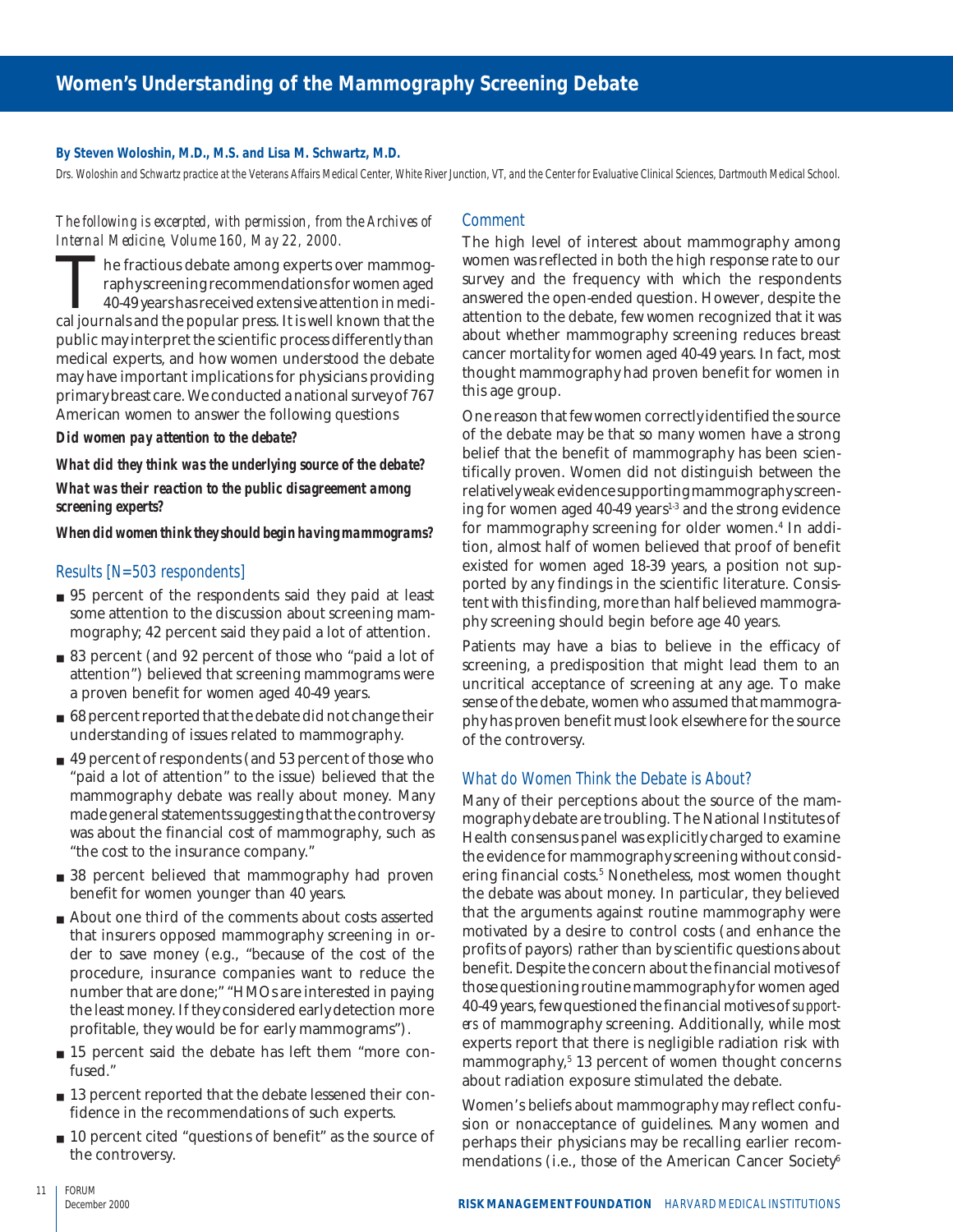# Women's Understanding of the Mammography Screening Debate

**By Steven Woloshin, M.D., M.S. and Lisa M. Schwartz, M.D.**

Drs. Woloshin and Schwartz practice at the Veterans Affairs Medical Center, White River Junction, VT, and the Center for Evaluative Clinical Sciences, Dartmouth Medical School.

*The following is excerpted, with permission, from the Archives of Internal Medicine, Volume 160, May 22, 2000.*

The fractious debate among experts over mammography screening recommendations for women aged 40-49 years has received extensive attention in medical journals and the popular press. It is well known that the public may interpret the scientific process differently than medical experts, and how women understood the debate may have important implications for physicians providing primary breast care. We conducted a national survey of 767 American women to answer the following questions

***Did women pay attention to the debate?***

***What did they think was the underlying source of the debate?***

***What was their reaction to the public disagreement among screening experts?***

***When did women think they should begin having mammograms?***

## Results [N=503 respondents]

- 95 percent of the respondents said they paid at least some attention to the discussion about screening mammography; 42 percent said they paid a lot of attention.
- 83 percent (and 92 percent of those who "paid a lot of attention") believed that screening mammograms were a proven benefit for women aged 40-49 years.
- 68 percent reported that the debate did not change their understanding of issues related to mammography.
- 49 percent of respondents (and 53 percent of those who "paid a lot of attention" to the issue) believed that the mammography debate was really about money. Many made general statements suggesting that the controversy was about the financial cost of mammography, such as "the cost to the insurance company."
- 38 percent believed that mammography had proven benefit for women younger than 40 years.
- About one third of the comments about costs asserted that insurers opposed mammography screening in order to save money (e.g., "because of the cost of the procedure, insurance companies want to reduce the number that are done;" "HMOs are interested in paying the least money. If they considered early detection more profitable, they would be for early mammograms").
- 15 percent said the debate has left them "more confused."
- 13 percent reported that the debate lessened their confidence in the recommendations of such experts.
- 10 percent cited "questions of benefit" as the source of the controversy.

## Comment

The high level of interest about mammography among women was reflected in both the high response rate to our survey and the frequency with which the respondents answered the open-ended question. However, despite the attention to the debate, few women recognized that it was about whether mammography screening reduces breast cancer mortality for women aged 40-49 years. In fact, most thought mammography had proven benefit for women in this age group.

One reason that few women correctly identified the source of the debate may be that so many women have a strong belief that the benefit of mammography has been scientifically proven. Women did not distinguish between the relatively weak evidence supporting mammography screening for women aged 40-49 years[1-3] and the strong evidence for mammography screening for older women.[4] In addition, almost half of women believed that proof of benefit existed for women aged 18-39 years, a position not supported by any findings in the scientific literature. Consistent with this finding, more than half believed mammography screening should begin before age 40 years.

Patients may have a bias to believe in the efficacy of screening, a predisposition that might lead them to an uncritical acceptance of screening at any age. To make sense of the debate, women who assumed that mammography has proven benefit must look elsewhere for the source of the controversy.

## What do Women Think the Debate is About?

Many of their perceptions about the source of the mammography debate are troubling. The National Institutes of Health consensus panel was explicitly charged to examine the evidence for mammography screening without considering financial costs.[5] Nonetheless, most women thought the debate was about money. In particular, they believed that the arguments against routine mammography were motivated by a desire to control costs (and enhance the profits of payors) rather than by scientific questions about benefit. Despite the concern about the financial motives of those questioning routine mammography for women aged 40-49 years, few questioned the financial motives of *supporters* of mammography screening. Additionally, while most experts report that there is negligible radiation risk with mammography,[5] 13 percent of women thought concerns about radiation exposure stimulated the debate.

Women's beliefs about mammography may reflect confusion or nonacceptance of guidelines. Many women and perhaps their physicians may be recalling earlier recommendations (i.e., those of the American Cancer Society[6]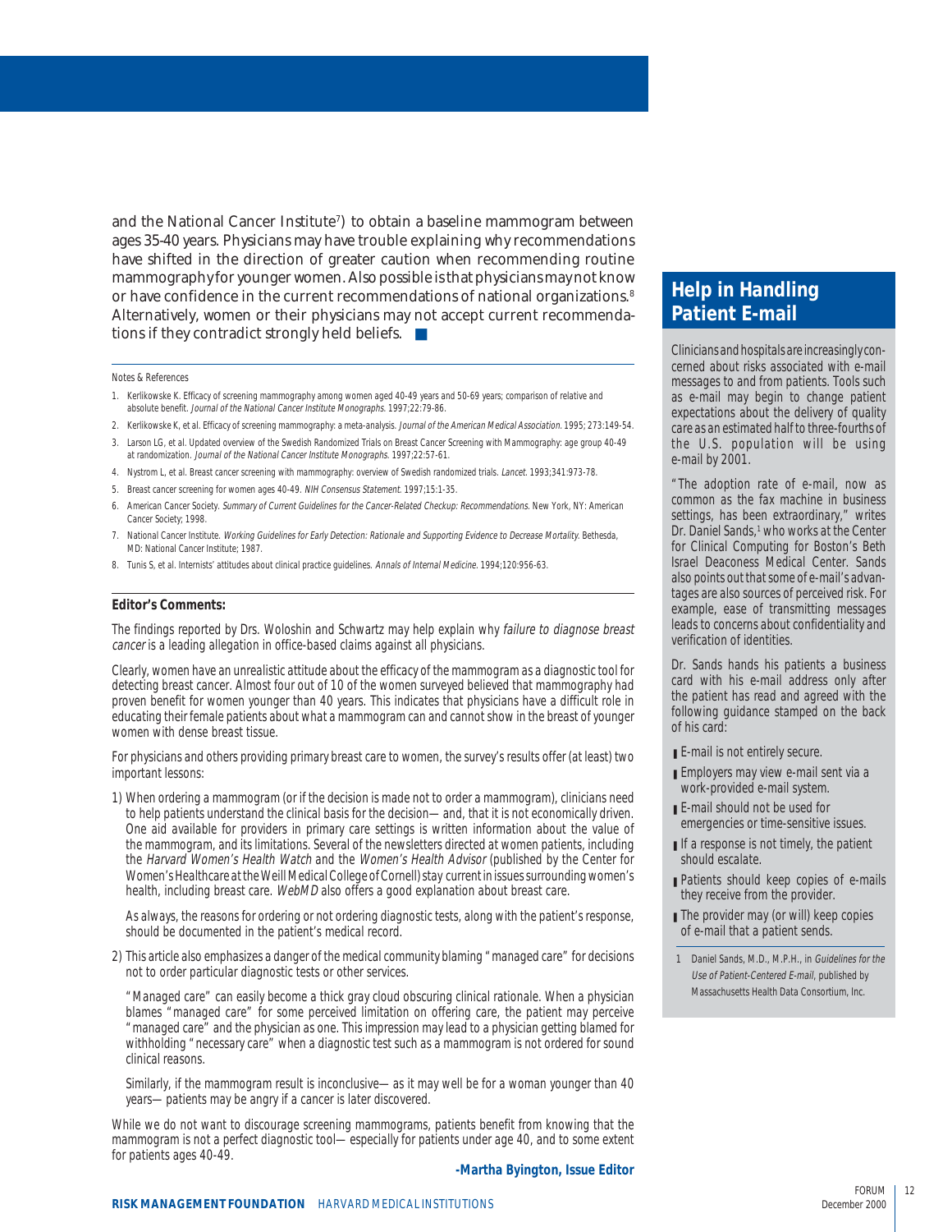and the National Cancer Institute[7]) to obtain a baseline mammogram between ages 35-40 years. Physicians may have trouble explaining why recommendations have shifted in the direction of greater caution when recommending routine mammography for younger women. Also possible is that physicians may not know or have confidence in the current recommendations of national organizations.[8] Alternatively, women or their physicians may not accept current recommendations if they contradict strongly held beliefs. ■

Notes & References

1. Kerlikowske K. Efficacy of screening mammography among women aged 40-49 years and 50-69 years; comparison of relative and absolute benefit. *Journal of the National Cancer Institute Monographs*. 1997;22:79-86.
2. Kerlikowske K, et al. Efficacy of screening mammography: a meta-analysis. *Journal of the American Medical Association*. 1995; 273:149-54.
3. Larson LG, et al. Updated overview of the Swedish Randomized Trials on Breast Cancer Screening with Mammography: age group 40-49 at randomization. *Journal of the National Cancer Institute Monographs*. 1997;22:57-61.
4. Nystrom L, et al. Breast cancer screening with mammography: overview of Swedish randomized trials. *Lancet*. 1993;341:973-78.
5. Breast cancer screening for women ages 40-49. *NIH Consensus Statement*. 1997;15:1-35.
6. American Cancer Society. *Summary of Current Guidelines for the Cancer-Related Checkup: Recommendations*. New York, NY: American Cancer Society; 1998.
7. National Cancer Institute. *Working Guidelines for Early Detection: Rationale and Supporting Evidence to Decrease Mortality*. Bethesda, MD: National Cancer Institute; 1987.
8. Tunis S, et al. Internists' attitudes about clinical practice guidelines. *Annals of Internal Medicine*. 1994;120:956-63.

**Editor's Comments:**

The findings reported by Drs. Woloshin and Schwartz may help explain why *failure to diagnose breast cancer* is a leading allegation in office-based claims against all physicians.

Clearly, women have an unrealistic attitude about the efficacy of the mammogram as a diagnostic tool for detecting breast cancer. Almost four out of 10 of the women surveyed believed that mammography had proven benefit for women younger than 40 years. This indicates that physicians have a difficult role in educating their female patients about what a mammogram can and cannot show in the breast of younger women with dense breast tissue.

For physicians and others providing primary breast care to women, the survey's results offer (at least) two important lessons:

1) When ordering a mammogram (or if the decision is made not to order a mammogram), clinicians need to help patients understand the clinical basis for the decision—and, that it is not economically driven. One aid available for providers in primary care settings is written information about the value of the mammogram, and its limitations. Several of the newsletters directed at women patients, including the *Harvard Women's Health Watch* and the *Women's Health Advisor* (published by the Center for Women's Healthcare at the Weill Medical College of Cornell) stay current in issues surrounding women's health, including breast care. *WebMD* also offers a good explanation about breast care.

   As always, the reasons for ordering or not ordering diagnostic tests, along with the patient's response, should be documented in the patient's medical record.

2) This article also emphasizes a danger of the medical community blaming "managed care" for decisions not to order particular diagnostic tests or other services.

   "Managed care" can easily become a thick gray cloud obscuring clinical rationale. When a physician blames "managed care" for some perceived limitation on offering care, the patient may perceive "managed care" and the physician as one. This impression may lead to a physician getting blamed for withholding "necessary care" when a diagnostic test such as a mammogram is not ordered for sound clinical reasons.

   Similarly, if the mammogram result is inconclusive—as it may well be for a woman younger than 40 years—patients may be angry if a cancer is later discovered.

While we do not want to discourage screening mammograms, patients benefit from knowing that the mammogram is not a perfect diagnostic tool—especially for patients under age 40, and to some extent for patients ages 40-49.

**-Martha Byington, Issue Editor**

## Help in Handling Patient E-mail

Clinicians and hospitals are increasingly concerned about risks associated with e-mail messages to and from patients. Tools such as e-mail may begin to change patient expectations about the delivery of quality care as an estimated half to three-fourths of the U.S. population will be using e-mail by 2001.

"The adoption rate of e-mail, now as common as the fax machine in business settings, has been extraordinary," writes Dr. Daniel Sands,[1] who works at the Center for Clinical Computing for Boston's Beth Israel Deaconess Medical Center. Sands also points out that some of e-mail's advantages are also sources of perceived risk. For example, ease of transmitting messages leads to concerns about confidentiality and verification of identities.

Dr. Sands hands his patients a business card with his e-mail address only after the patient has read and agreed with the following guidance stamped on the back of his card:

- E-mail is not entirely secure.
- Employers may view e-mail sent via a work-provided e-mail system.
- E-mail should not be used for emergencies or time-sensitive issues.
- If a response is not timely, the patient should escalate.
- Patients should keep copies of e-mails they receive from the provider.
- The provider may (or will) keep copies of e-mail that a patient sends.

1 Daniel Sands, M.D., M.P.H., in *Guidelines for the Use of Patient-Centered E-mail*, published by Massachusetts Health Data Consortium, Inc.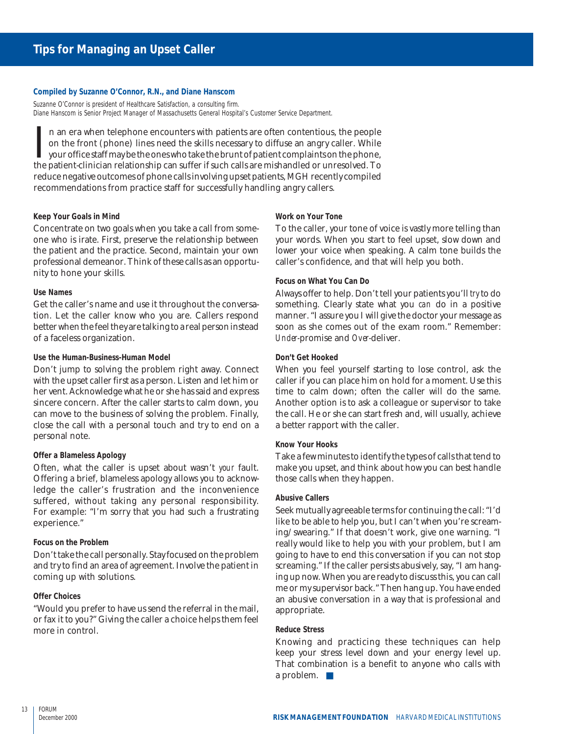# Tips for Managing an Upset Caller

**Compiled by Suzanne O'Connor, R.N., and Diane Hanscom**

Suzanne O'Connor is president of Healthcare Satisfaction, a consulting firm.
Diane Hanscom is Senior Project Manager of Massachusetts General Hospital's Customer Service Department.

In an era when telephone encounters with patients are often contentious, the people on the front (phone) lines need the skills necessary to diffuse an angry caller. While your office staff may be the ones who take the brunt of patient complaints on the phone, the patient-clinician relationship can suffer if such calls are mishandled or unresolved. To reduce negative outcomes of phone calls involving upset patients, MGH recently compiled recommendations from practice staff for successfully handling angry callers.

### Keep Your Goals in Mind

Concentrate on two goals when you take a call from someone who is irate. First, preserve the relationship between the patient and the practice. Second, maintain your own professional demeanor. Think of these calls as an opportunity to hone your skills.

### Use Names

Get the caller's name and use it throughout the conversation. Let the caller know who you are. Callers respond better when the feel they are talking to a real person instead of a faceless organization.

### Use the Human-Business-Human Model

Don't jump to solving the problem right away. Connect with the upset caller first as a person. Listen and let him or her vent. Acknowledge what he or she has said and express sincere concern. After the caller starts to calm down, you can move to the business of solving the problem. Finally, close the call with a personal touch and try to end on a personal note.

### Offer a Blameless Apology

Often, what the caller is upset about wasn't *your* fault. Offering a brief, blameless apology allows you to acknowledge the caller's frustration and the inconvenience suffered, without taking any personal responsibility. For example: "I'm sorry that you had such a frustrating experience."

### Focus on the Problem

Don't take the call personally. Stay focused on the problem and try to find an area of agreement. Involve the patient in coming up with solutions.

### Offer Choices

"Would you prefer to have us send the referral in the mail, or fax it to you?" Giving the caller a choice helps them feel more in control.

### Work on Your Tone

To the caller, your tone of voice is vastly more telling than your words. When you start to feel upset, slow down and lower your voice when speaking. A calm tone builds the caller's confidence, and that will help you both.

### Focus on What You Can Do

Always offer to help. Don't tell your patients you'll *try* to do something. Clearly state what you *can* do in a positive manner. "I assure you I will give the doctor your message as soon as she comes out of the exam room." Remember: *Under*-promise and *Over*-deliver.

### Don't Get Hooked

When you feel yourself starting to lose control, ask the caller if you can place him on hold for a moment. Use this time to calm down; often the caller will do the same. Another option is to ask a colleague or supervisor to take the call. He or she can start fresh and, will usually, achieve a better rapport with the caller.

### Know Your Hooks

Take a few minutes to identify the types of calls that tend to make you upset, and think about how you can best handle those calls when they happen.

### Abusive Callers

Seek mutually agreeable terms for continuing the call: "I'd like to be able to help you, but I can't when you're screaming/swearing." If that doesn't work, give one warning. "I really would like to help you with your problem, but I am going to have to end this conversation if you can not stop screaming." If the caller persists abusively, say, "I am hanging up now. When you are ready to discuss this, you can call me or my supervisor back." Then hang up. You have ended an abusive conversation in a way that is professional and appropriate.

### Reduce Stress

Knowing and practicing these techniques can help keep your stress level down and your energy level up. That combination is a benefit to anyone who calls with a problem. ■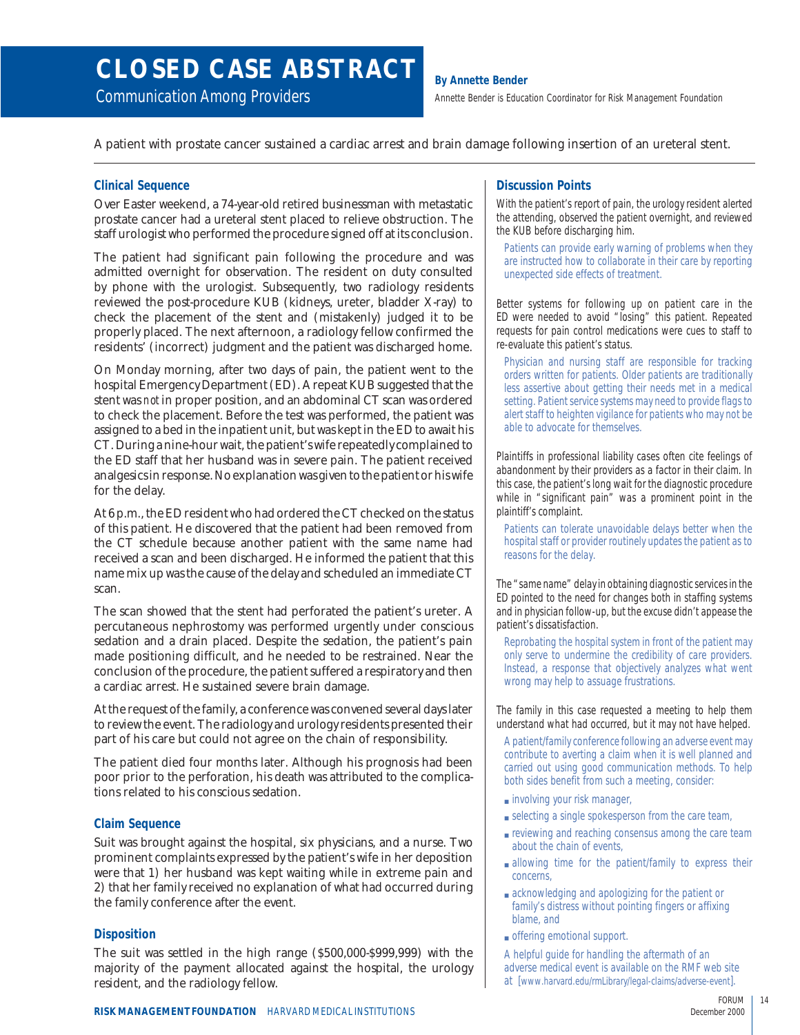# CLOSED CASE ABSTRACT

Communication Among Providers

**By Annette Bender**

Annette Bender is Education Coordinator for Risk Management Foundation

A patient with prostate cancer sustained a cardiac arrest and brain damage following insertion of an ureteral stent.

### Clinical Sequence

Over Easter weekend, a 74-year-old retired businessman with metastatic prostate cancer had a ureteral stent placed to relieve obstruction. The staff urologist who performed the procedure signed off at its conclusion.

The patient had significant pain following the procedure and was admitted overnight for observation. The resident on duty consulted by phone with the urologist. Subsequently, two radiology residents reviewed the post-procedure KUB (kidneys, ureter, bladder X-ray) to check the placement of the stent and (mistakenly) judged it to be properly placed. The next afternoon, a radiology fellow confirmed the residents' (incorrect) judgment and the patient was discharged home.

On Monday morning, after two days of pain, the patient went to the hospital Emergency Department (ED). A repeat KUB suggested that the stent was *not* in proper position, and an abdominal CT scan was ordered to check the placement. Before the test was performed, the patient was assigned to a bed in the inpatient unit, but was kept in the ED to await his CT. During a nine-hour wait, the patient's wife repeatedly complained to the ED staff that her husband was in severe pain. The patient received analgesics in response. No explanation was given to the patient or his wife for the delay.

At 6 p.m., the ED resident who had ordered the CT checked on the status of this patient. He discovered that the patient had been removed from the CT schedule because another patient with the same name had received a scan and been discharged. He informed the patient that this name mix up was the cause of the delay and scheduled an immediate CT scan.

The scan showed that the stent had perforated the patient's ureter. A percutaneous nephrostomy was performed urgently under conscious sedation and a drain placed. Despite the sedation, the patient's pain made positioning difficult, and he needed to be restrained. Near the conclusion of the procedure, the patient suffered a respiratory and then a cardiac arrest. He sustained severe brain damage.

At the request of the family, a conference was convened several days later to review the event. The radiology and urology residents presented their part of his care but could not agree on the chain of responsibility.

The patient died four months later. Although his prognosis had been poor prior to the perforation, his death was attributed to the complications related to his conscious sedation.

### Claim Sequence

Suit was brought against the hospital, six physicians, and a nurse. Two prominent complaints expressed by the patient's wife in her deposition were that 1) her husband was kept waiting while in extreme pain and 2) that her family received no explanation of what had occurred during the family conference after the event.

### Disposition

The suit was settled in the high range ($500,000-$999,999) with the majority of the payment allocated against the hospital, the urology resident, and the radiology fellow.

### Discussion Points

With the patient's report of pain, the urology resident alerted the attending, observed the patient overnight, and reviewed the KUB before discharging him.

Patients can provide early warning of problems when they are instructed how to collaborate in their care by reporting unexpected side effects of treatment.

Better systems for following up on patient care in the ED were needed to avoid "losing" this patient. Repeated requests for pain control medications were cues to staff to re-evaluate this patient's status.

Physician and nursing staff are responsible for tracking orders written for patients. Older patients are traditionally less assertive about getting their needs met in a medical setting. Patient service systems may need to provide flags to alert staff to heighten vigilance for patients who may not be able to advocate for themselves.

Plaintiffs in professional liability cases often cite feelings of abandonment by their providers as a factor in their claim. In this case, the patient's long wait for the diagnostic procedure while in "significant pain" was a prominent point in the plaintiff's complaint.

Patients can tolerate unavoidable delays better when the hospital staff or provider routinely updates the patient as to reasons for the delay.

The "same name" delay in obtaining diagnostic services in the ED pointed to the need for changes both in staffing systems and in physician follow-up, but the excuse didn't appease the patient's dissatisfaction.

Reprobating the hospital system in front of the patient may only serve to undermine the credibility of care providers. Instead, a response that objectively analyzes what went wrong may help to assuage frustrations.

The family in this case requested a meeting to help them understand what had occurred, but it may not have helped.

A patient/family conference following an adverse event may contribute to averting a claim when it is well planned and carried out using good communication methods. To help both sides benefit from such a meeting, consider:

- involving your risk manager,
- selecting a single spokesperson from the care team,
- reviewing and reaching consensus among the care team about the chain of events,
- allowing time for the patient/family to express their concerns,
- acknowledging and apologizing for the patient or family's distress without pointing fingers or affixing blame, and
- offering emotional support.

A helpful guide for handling the aftermath of an adverse medical event is available on the RMF web site at [www.harvard.edu/rmLibrary/legal-claims/adverse-event].